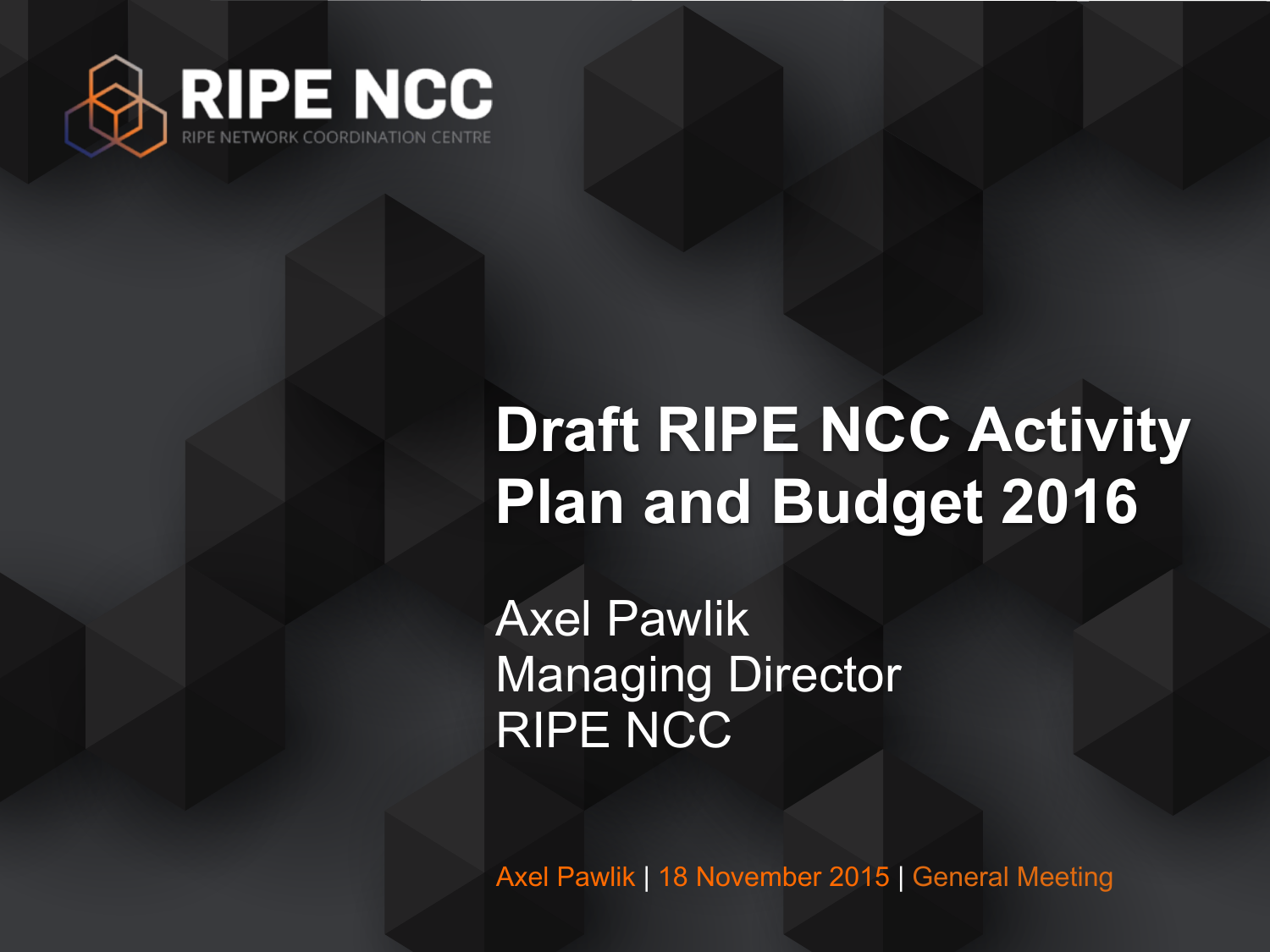RIPE NCC

RIPE NETWORK COORDINATION CENTRE

# Draft RIPE NCC Activity Plan and Budget 2016

Axel Pawlik
Managing Director
RIPE NCC

Axel Pawlik | 18 November 2015 | General Meeting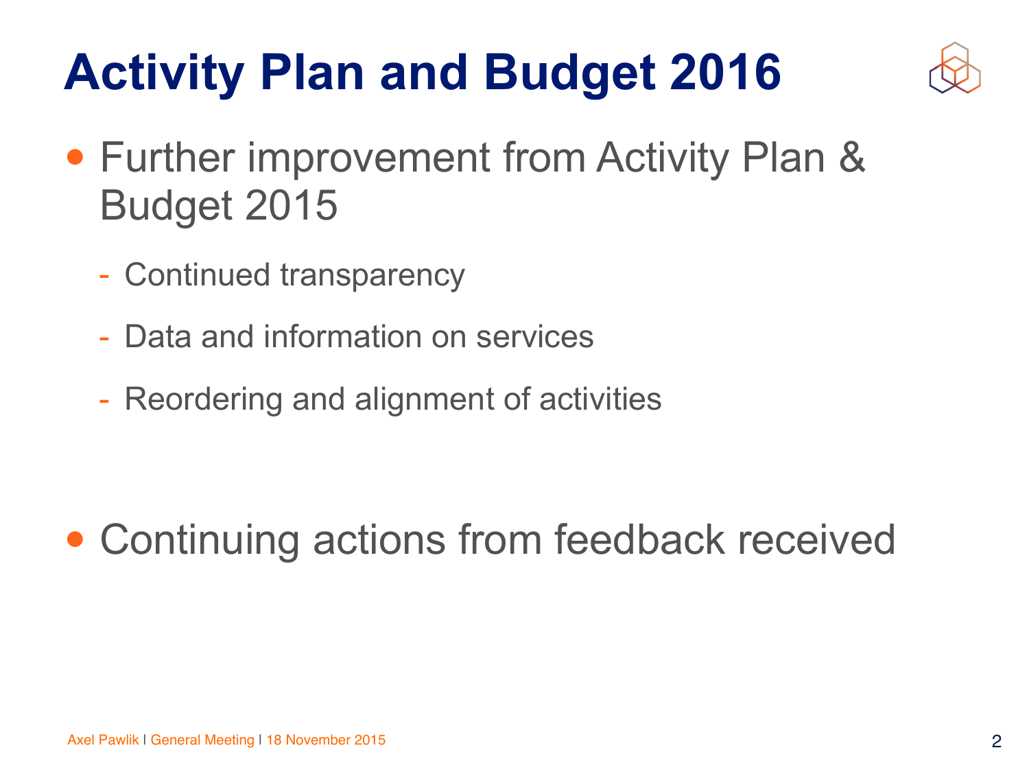# Activity Plan and Budget 2016

- Further improvement from Activity Plan & Budget 2015
  - Continued transparency
  - Data and information on services
  - Reordering and alignment of activities

- Continuing actions from feedback received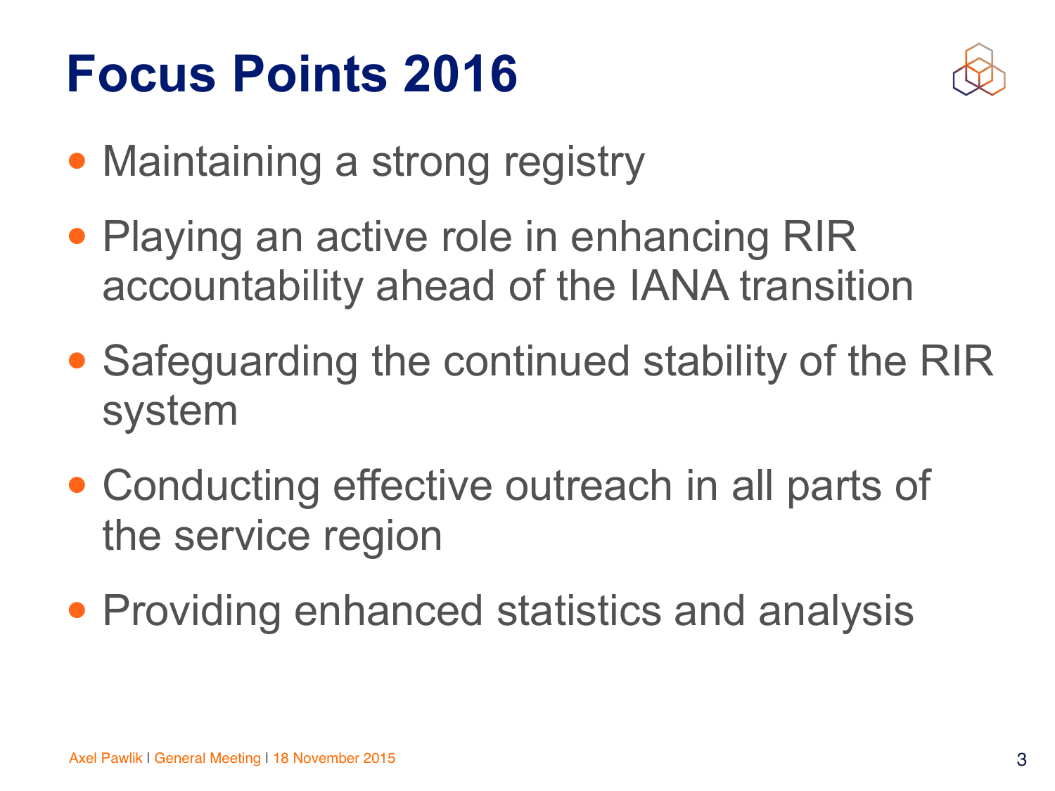# Focus Points 2016

- Maintaining a strong registry
- Playing an active role in enhancing RIR accountability ahead of the IANA transition
- Safeguarding the continued stability of the RIR system
- Conducting effective outreach in all parts of the service region
- Providing enhanced statistics and analysis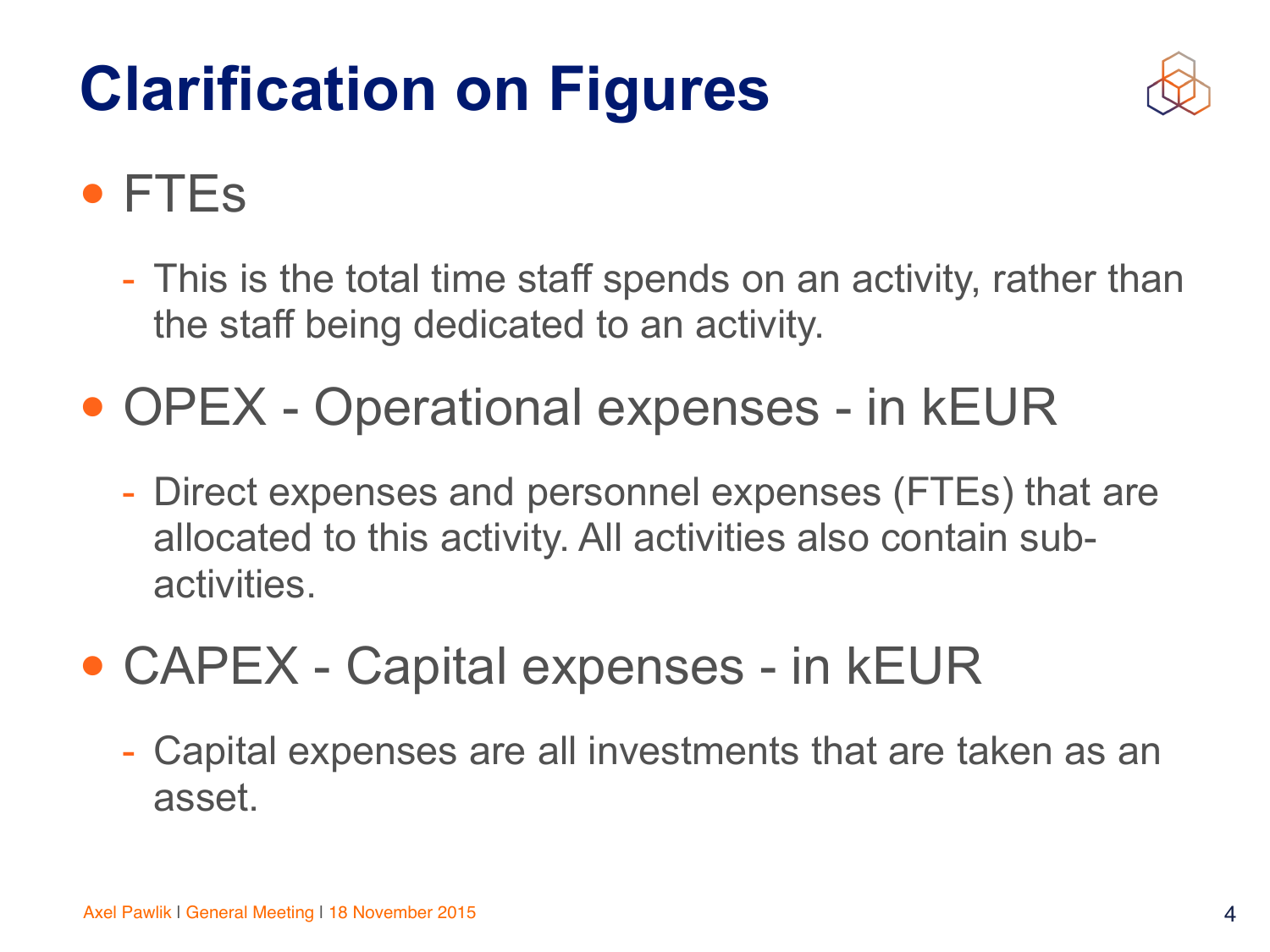# Clarification on Figures

- FTEs
  - This is the total time staff spends on an activity, rather than the staff being dedicated to an activity.
- OPEX - Operational expenses - in kEUR
  - Direct expenses and personnel expenses (FTEs) that are allocated to this activity. All activities also contain sub-activities.
- CAPEX - Capital expenses - in kEUR
  - Capital expenses are all investments that are taken as an asset.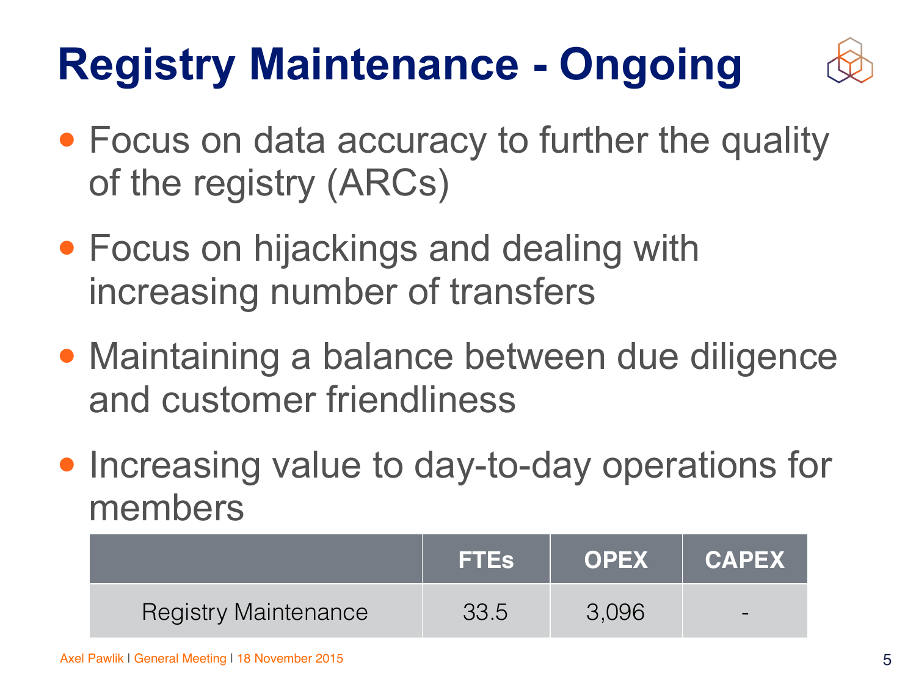# Registry Maintenance - Ongoing

- Focus on data accuracy to further the quality of the registry (ARCs)
- Focus on hijackings and dealing with increasing number of transfers
- Maintaining a balance between due diligence and customer friendliness
- Increasing value to day-to-day operations for members

| | FTEs | OPEX | CAPEX |
|---|---|---|---|
| Registry Maintenance | 33.5 | 3,096 | - |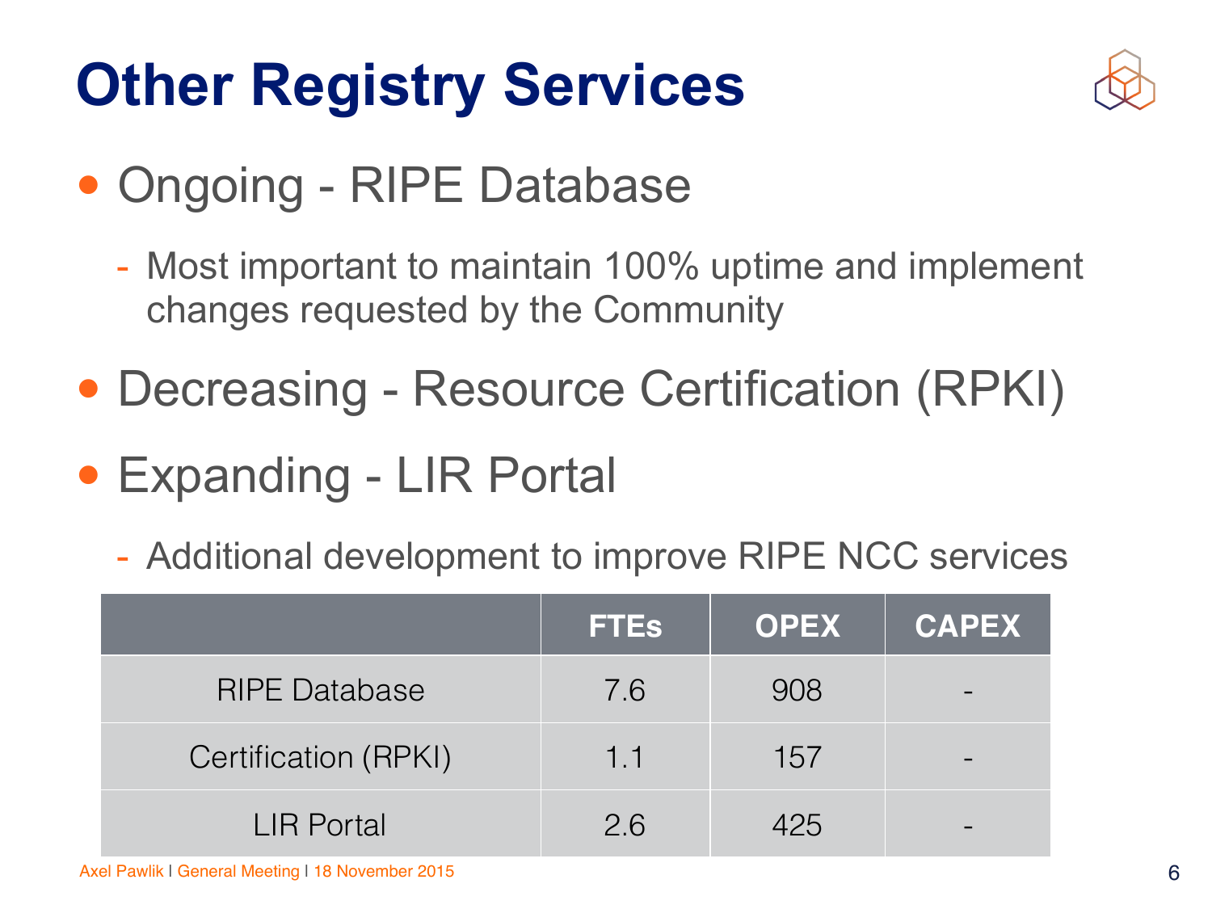# Other Registry Services

- Ongoing - RIPE Database
  - Most important to maintain 100% uptime and implement changes requested by the Community
- Decreasing - Resource Certification (RPKI)
- Expanding - LIR Portal
  - Additional development to improve RIPE NCC services

| | FTEs | OPEX | CAPEX |
|---|---|---|---|
| RIPE Database | 7.6 | 908 | - |
| Certification (RPKI) | 1.1 | 157 | - |
| LIR Portal | 2.6 | 425 | - |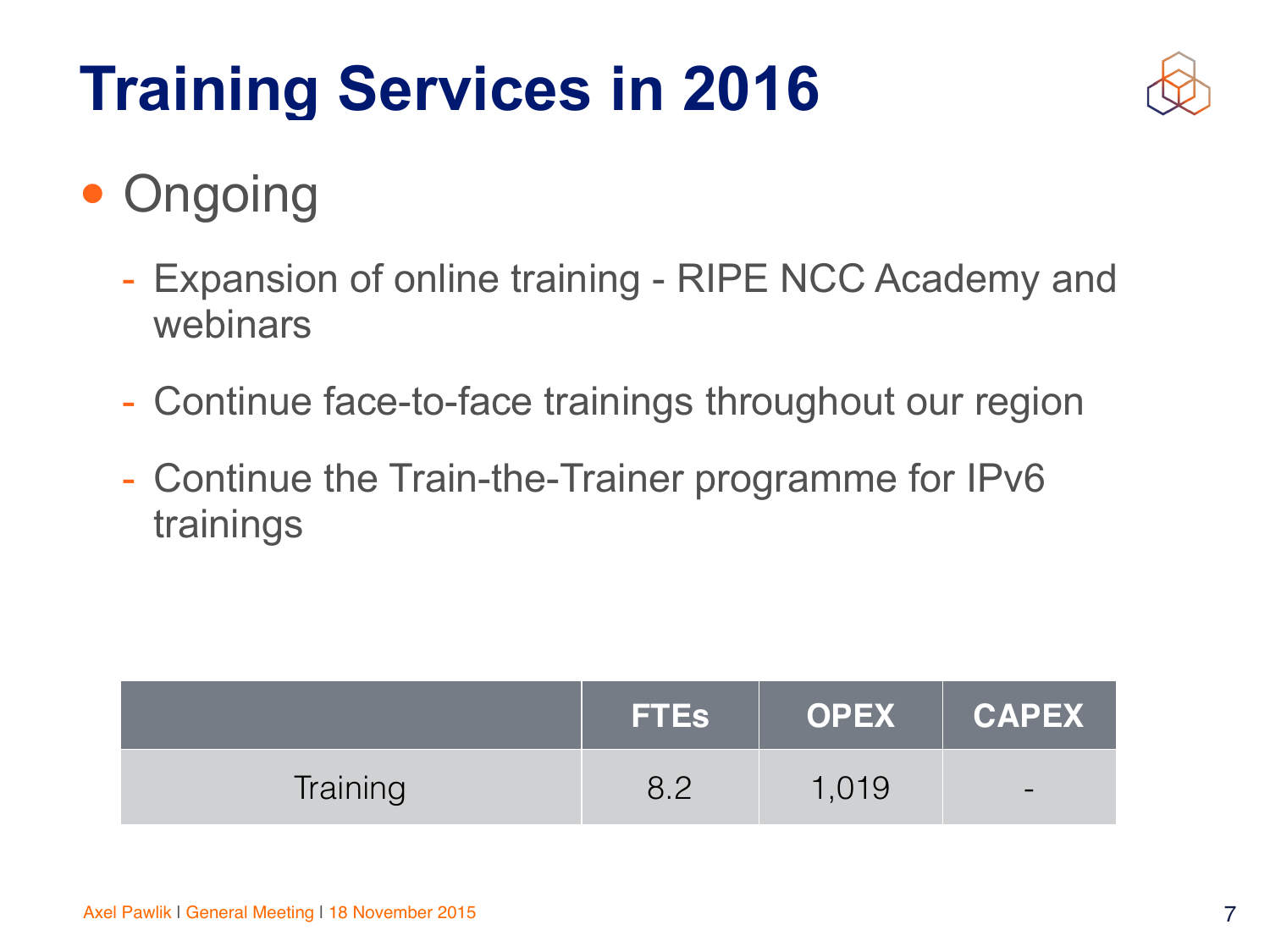# Training Services in 2016

- Ongoing
  - Expansion of online training - RIPE NCC Academy and webinars
  - Continue face-to-face trainings throughout our region
  - Continue the Train-the-Trainer programme for IPv6 trainings

| | FTEs | OPEX | CAPEX |
|---|---|---|---|
| Training | 8.2 | 1,019 | - |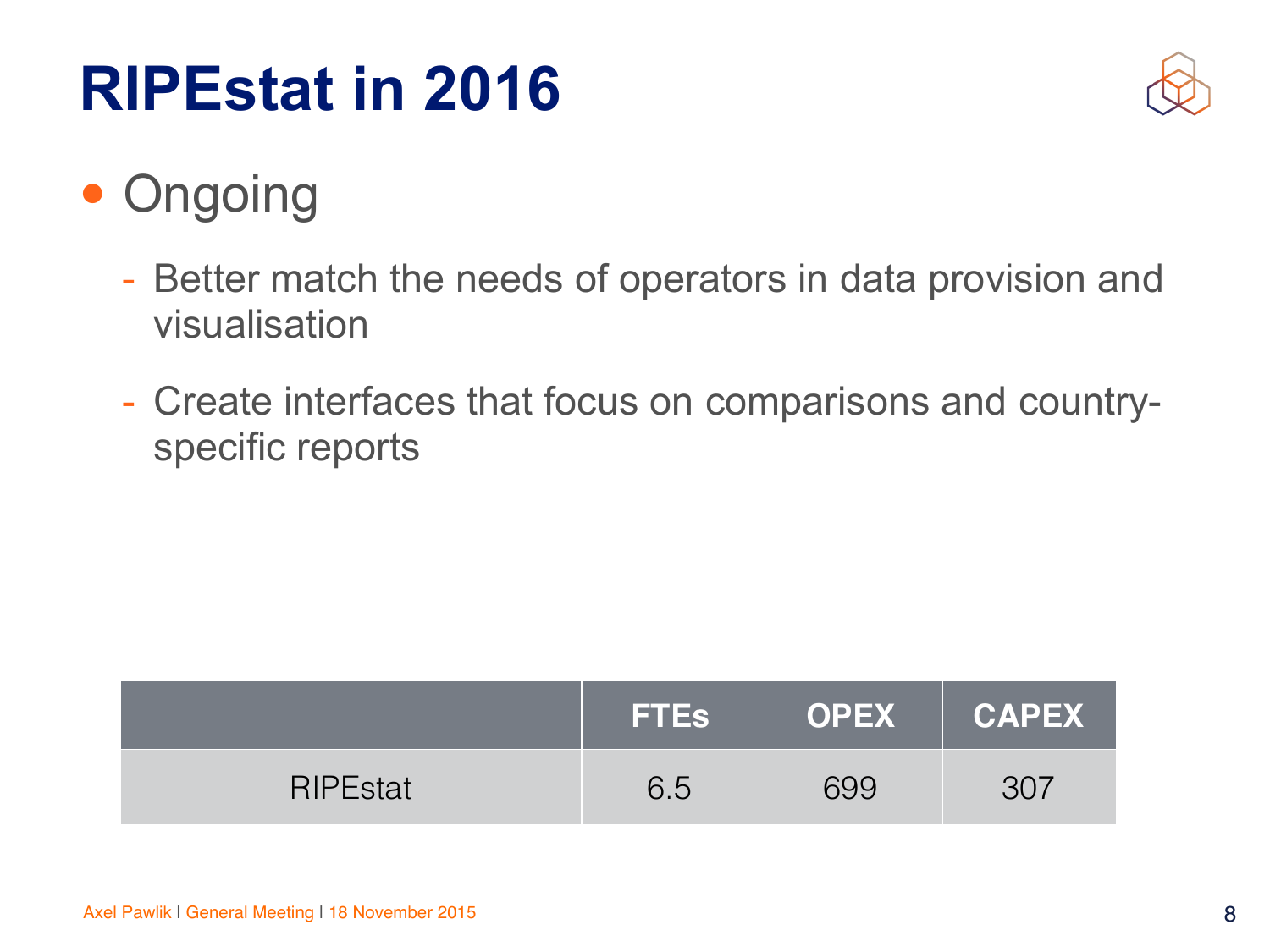# RIPEstat in 2016

- Ongoing
  - Better match the needs of operators in data provision and visualisation
  - Create interfaces that focus on comparisons and country-specific reports

| | FTEs | OPEX | CAPEX |
|---|---|---|---|
| RIPEstat | 6.5 | 699 | 307 |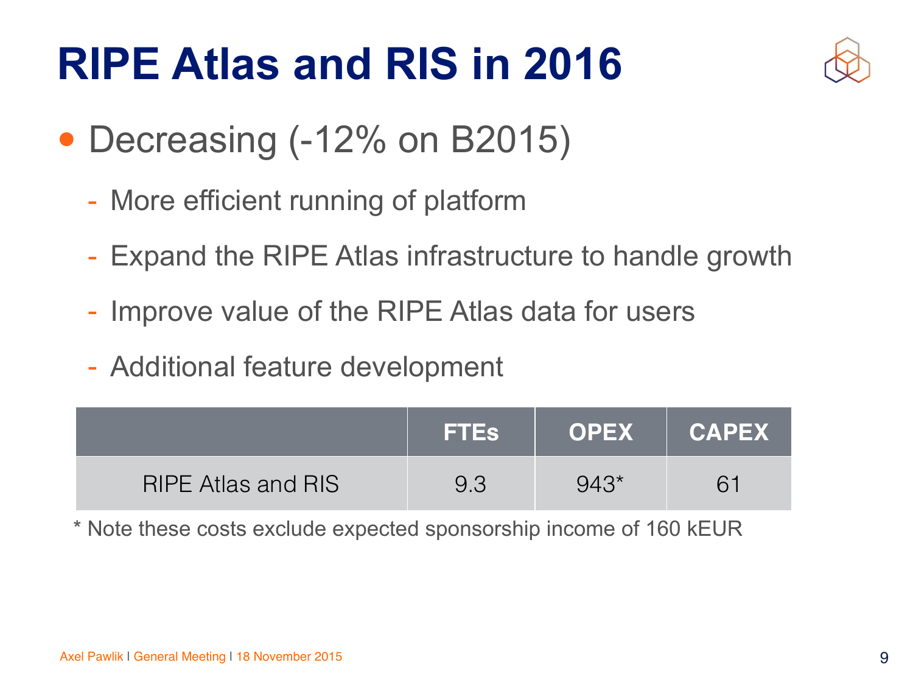# RIPE Atlas and RIS in 2016

- Decreasing (-12% on B2015)
  - More efficient running of platform
  - Expand the RIPE Atlas infrastructure to handle growth
  - Improve value of the RIPE Atlas data for users
  - Additional feature development

| | FTEs | OPEX | CAPEX |
|---|---|---|---|
| RIPE Atlas and RIS | 9.3 | 943* | 61 |

* Note these costs exclude expected sponsorship income of 160 kEUR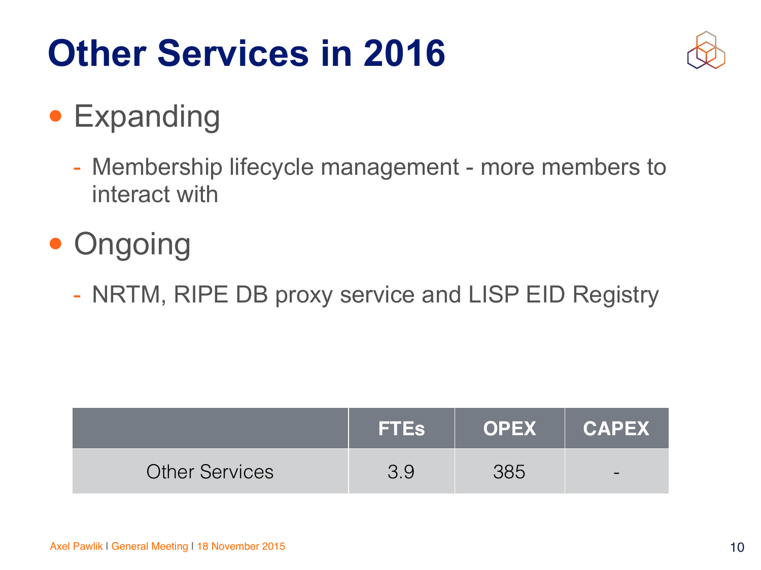# Other Services in 2016

- Expanding
  - Membership lifecycle management - more members to interact with
- Ongoing
  - NRTM, RIPE DB proxy service and LISP EID Registry

| | FTEs | OPEX | CAPEX |
|---|---|---|---|
| Other Services | 3.9 | 385 | - |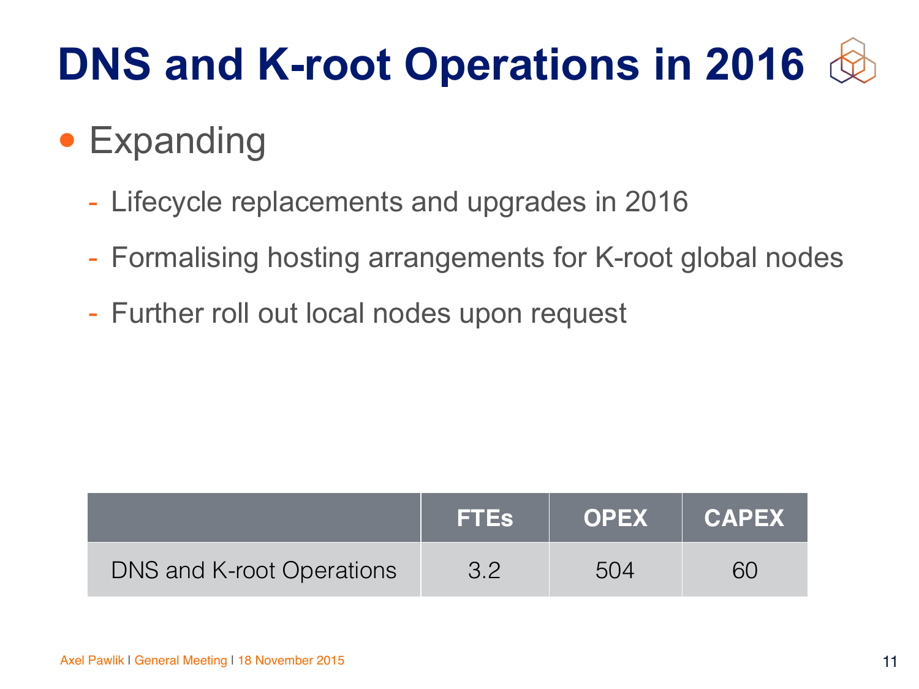# DNS and K-root Operations in 2016

- Expanding
  - Lifecycle replacements and upgrades in 2016
  - Formalising hosting arrangements for K-root global nodes
  - Further roll out local nodes upon request

| | FTEs | OPEX | CAPEX |
|---|---|---|---|
| DNS and K-root Operations | 3.2 | 504 | 60 |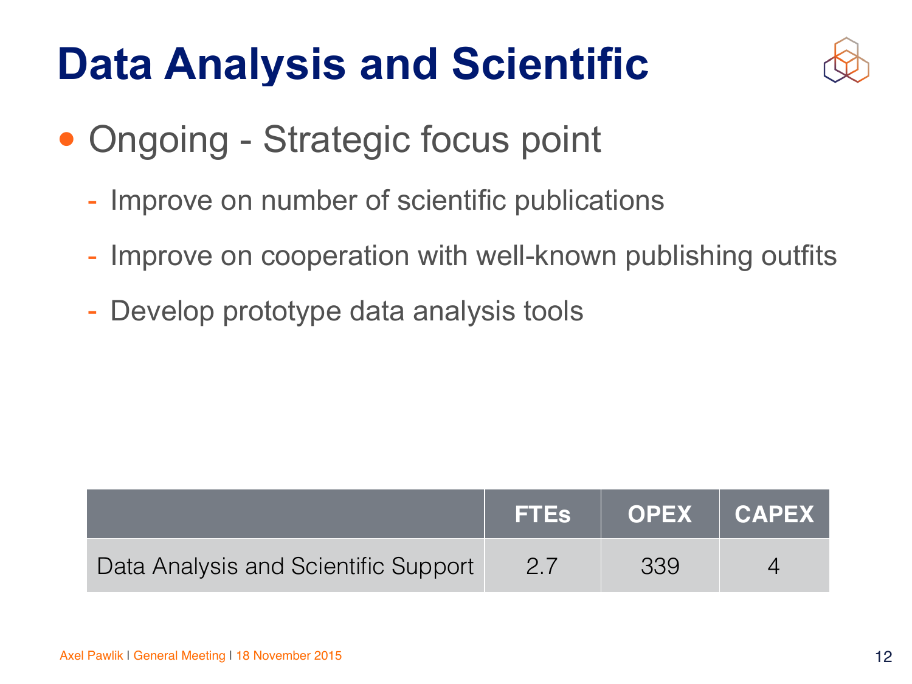# Data Analysis and Scientific

- Ongoing - Strategic focus point
  - Improve on number of scientific publications
  - Improve on cooperation with well-known publishing outfits
  - Develop prototype data analysis tools

| | FTEs | OPEX | CAPEX |
|---|---|---|---|
| Data Analysis and Scientific Support | 2.7 | 339 | 4 |

Axel Pawlik | General Meeting | 18 November 2015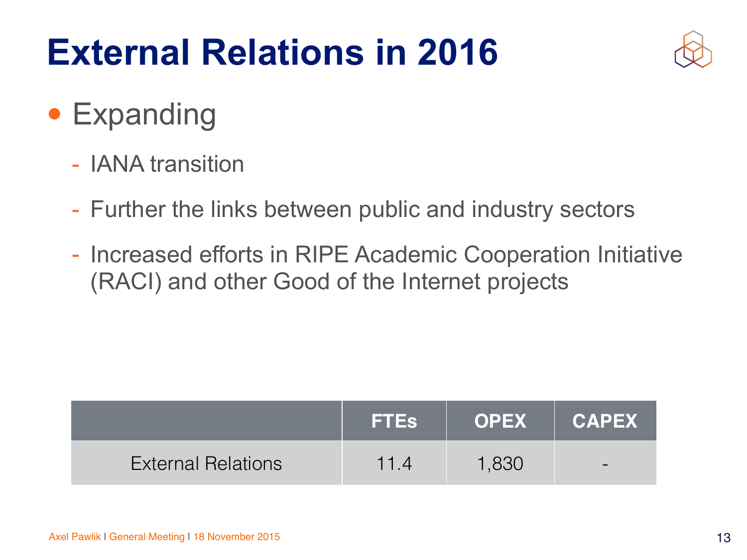# External Relations in 2016

- Expanding
  - IANA transition
  - Further the links between public and industry sectors
  - Increased efforts in RIPE Academic Cooperation Initiative (RACI) and other Good of the Internet projects

| | FTEs | OPEX | CAPEX |
|---|---|---|---|
| External Relations | 11.4 | 1,830 | - |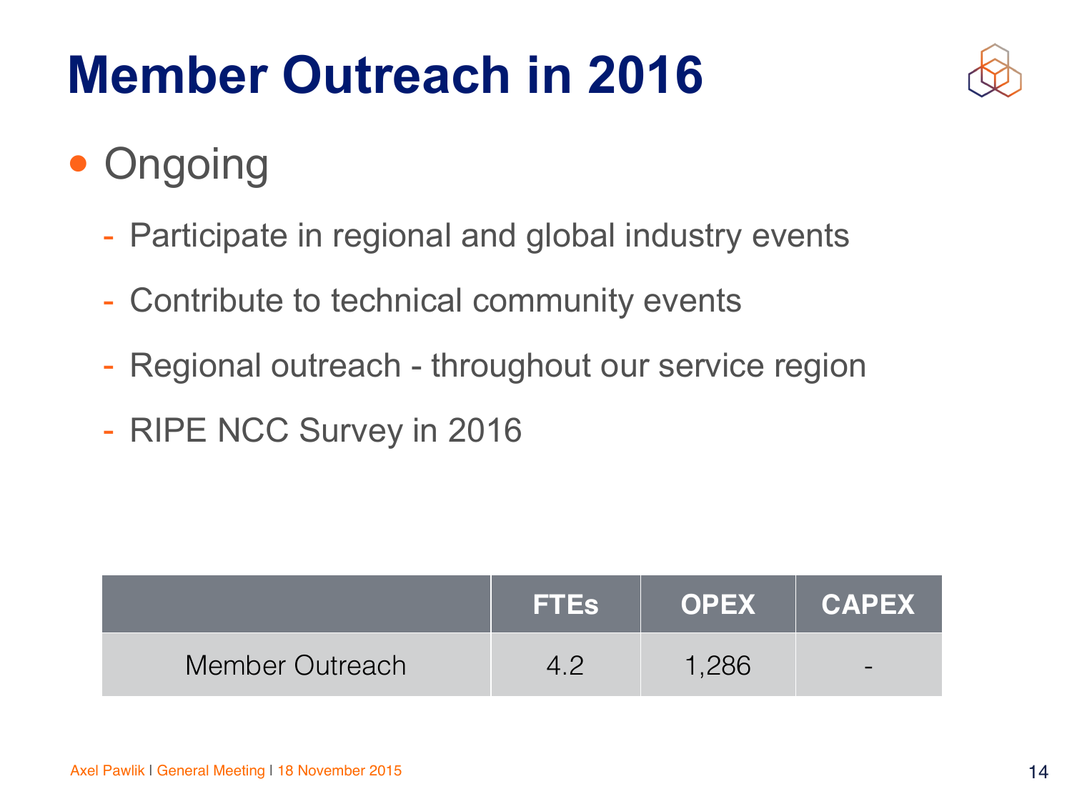# Member Outreach in 2016

- Ongoing
  - Participate in regional and global industry events
  - Contribute to technical community events
  - Regional outreach - throughout our service region
  - RIPE NCC Survey in 2016

| | FTEs | OPEX | CAPEX |
|---|---|---|---|
| Member Outreach | 4.2 | 1,286 | - |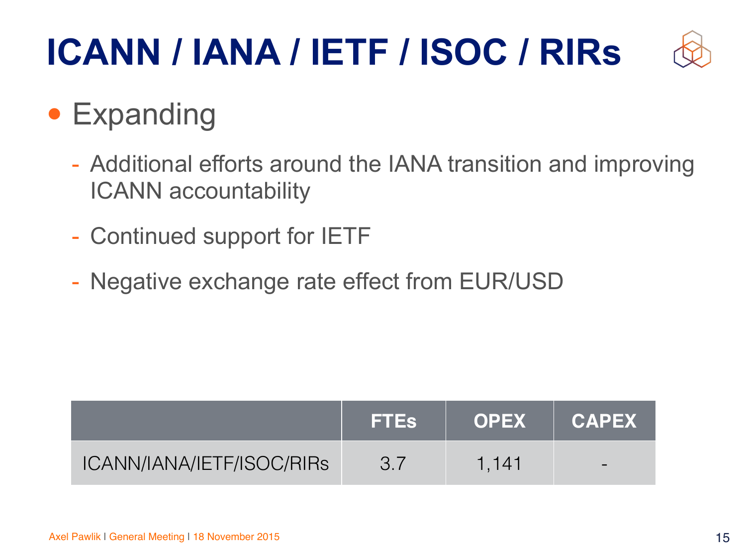# ICANN / IANA / IETF / ISOC / RIRs

- Expanding
  - Additional efforts around the IANA transition and improving ICANN accountability
  - Continued support for IETF
  - Negative exchange rate effect from EUR/USD

| | FTEs | OPEX | CAPEX |
|---|---|---|---|
| ICANN/IANA/IETF/ISOC/RIRs | 3.7 | 1,141 | - |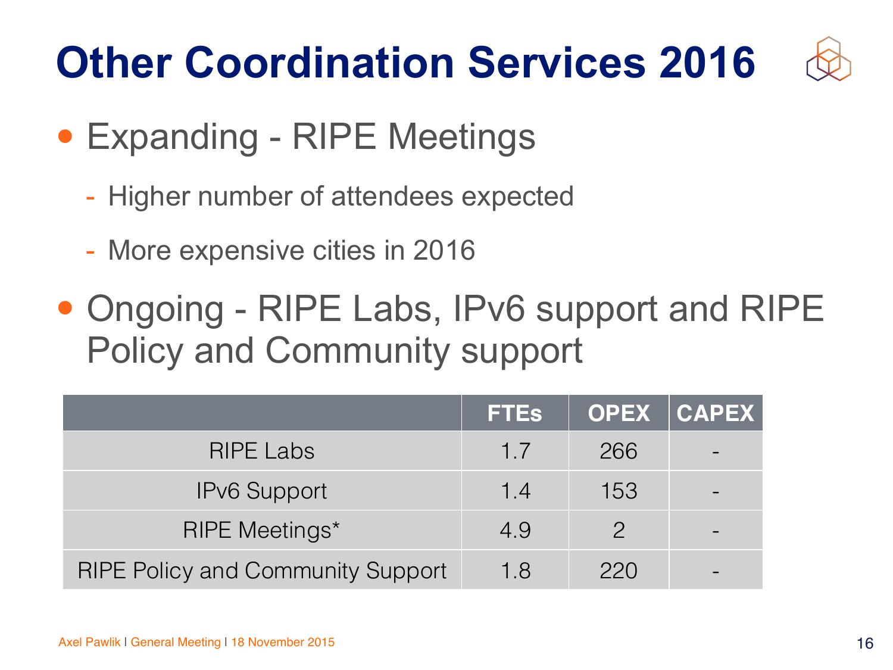# Other Coordination Services 2016

- Expanding - RIPE Meetings
  - Higher number of attendees expected
  - More expensive cities in 2016
- Ongoing - RIPE Labs, IPv6 support and RIPE Policy and Community support

| | FTEs | OPEX | CAPEX |
|---|---|---|---|
| RIPE Labs | 1.7 | 266 | - |
| IPv6 Support | 1.4 | 153 | - |
| RIPE Meetings* | 4.9 | 2 | - |
| RIPE Policy and Community Support | 1.8 | 220 | - |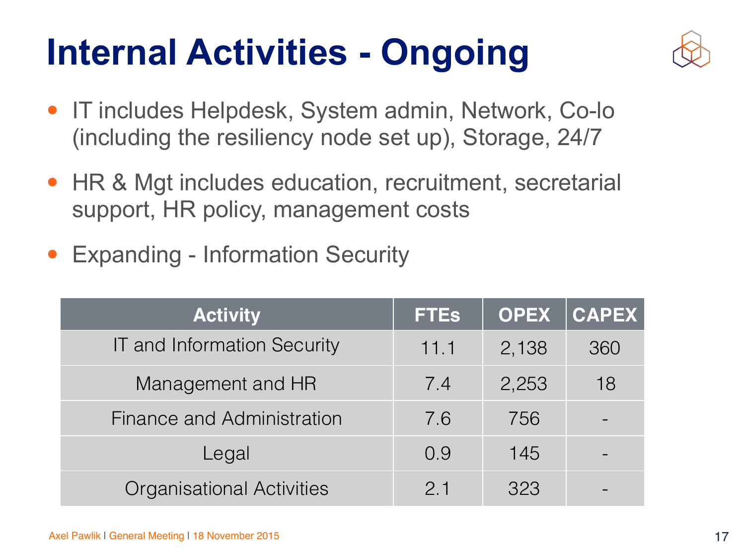# Internal Activities - Ongoing

- IT includes Helpdesk, System admin, Network, Co-lo (including the resiliency node set up), Storage, 24/7
- HR & Mgt includes education, recruitment, secretarial support, HR policy, management costs
- Expanding - Information Security

| Activity | FTEs | OPEX | CAPEX |
|---|---|---|---|
| IT and Information Security | 11.1 | 2,138 | 360 |
| Management and HR | 7.4 | 2,253 | 18 |
| Finance and Administration | 7.6 | 756 | - |
| Legal | 0.9 | 145 | - |
| Organisational Activities | 2.1 | 323 | - |

Axel Pawlik I General Meeting I 18 November 2015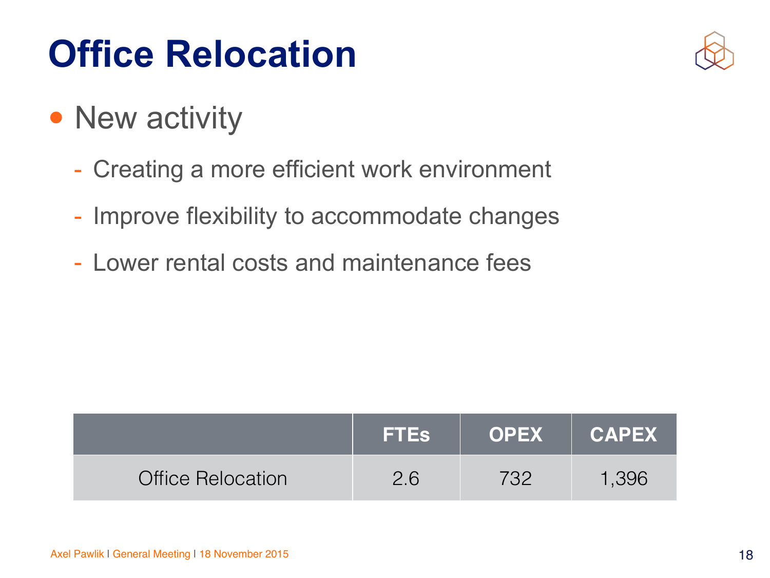# Office Relocation

- New activity
  - Creating a more efficient work environment
  - Improve flexibility to accommodate changes
  - Lower rental costs and maintenance fees

| | FTEs | OPEX | CAPEX |
|---|---|---|---|
| Office Relocation | 2.6 | 732 | 1,396 |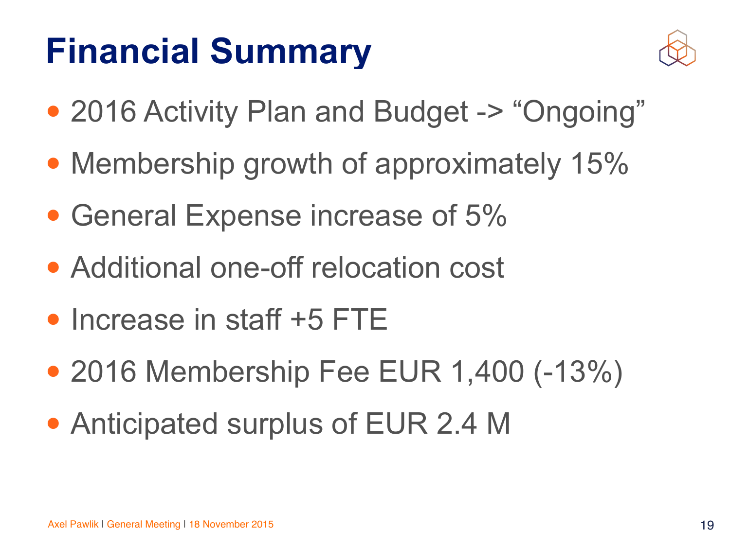# Financial Summary

- 2016 Activity Plan and Budget -> “Ongoing”
- Membership growth of approximately 15%
- General Expense increase of 5%
- Additional one-off relocation cost
- Increase in staff +5 FTE
- 2016 Membership Fee EUR 1,400 (-13%)
- Anticipated surplus of EUR 2.4 M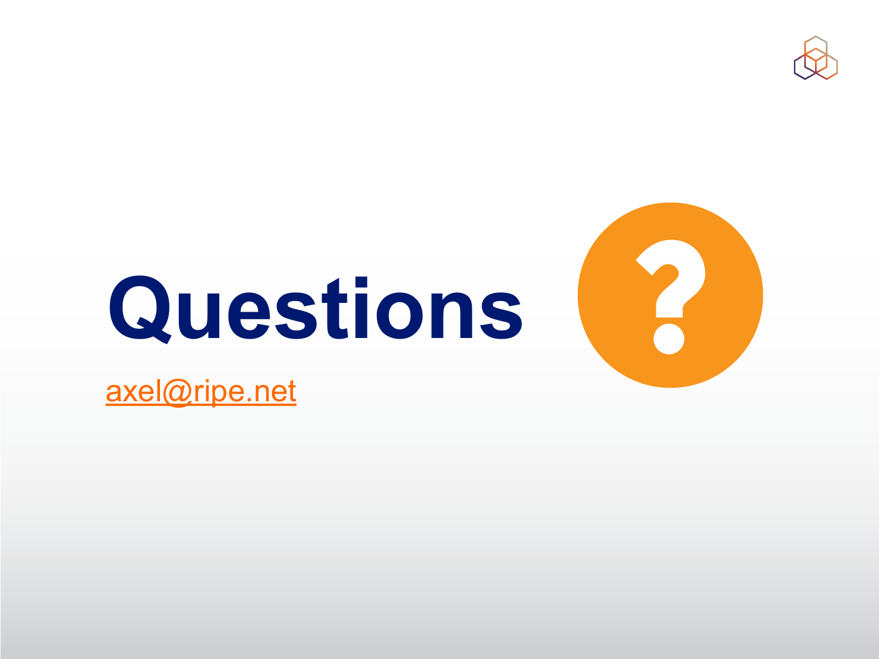# Questions

axel@ripe.net